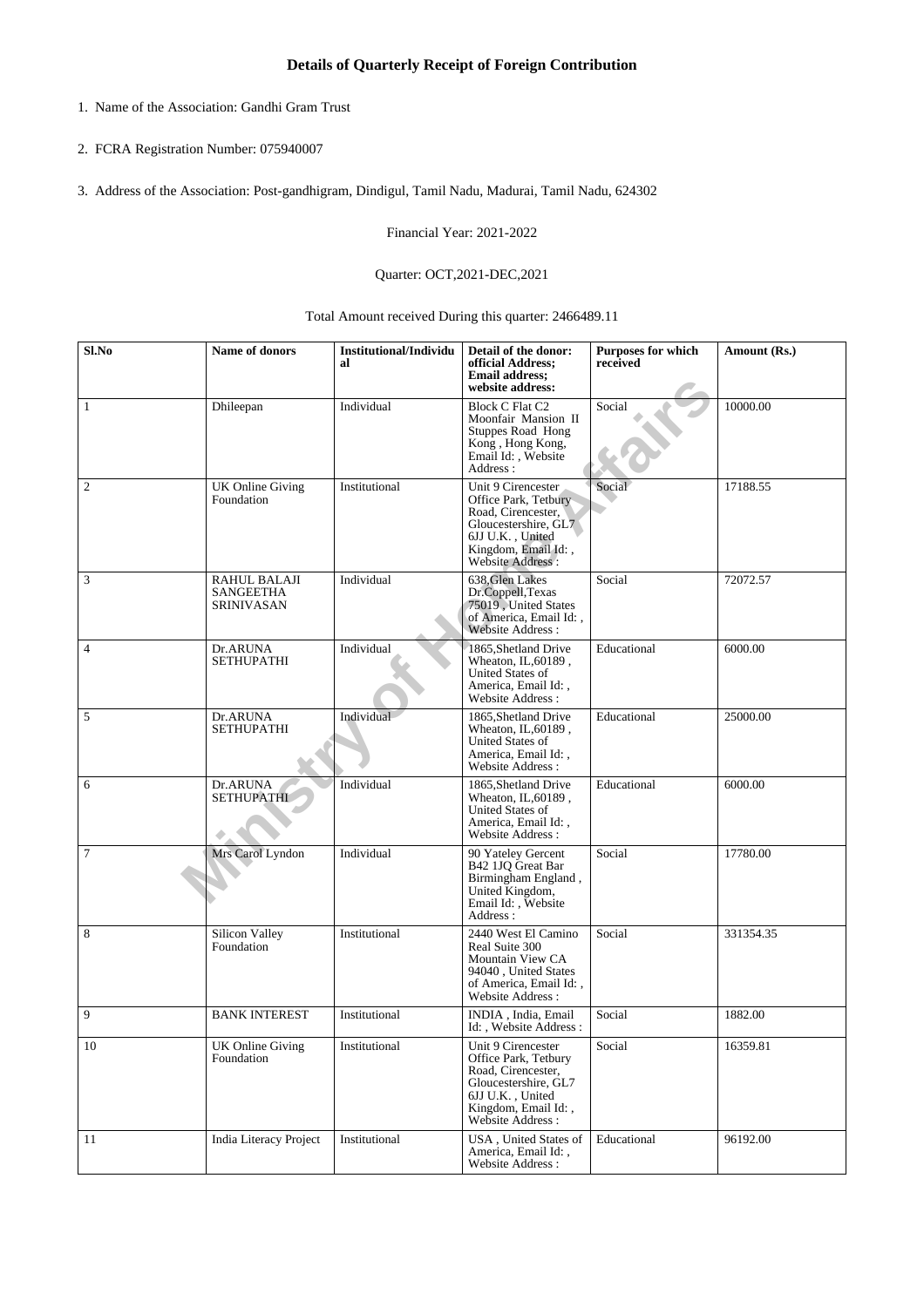# Details of Quarterly Receipt of Foreign Contribution

1. Name of the Association: Gandhi Gram Trust

2. FCRA Registration Number: 075940007

3. Address of the Association: Post-gandhigram, Dindigul, Tamil Nadu, Madurai, Tamil Nadu, 624302

Financial Year: 2021-2022

Quarter: OCT,2021-DEC,2021

Total Amount received During this quarter: 2466489.11

| Sl.No | Name of donors | Institutional/Individual | Detail of the donor: official Address; Email address; website address: | Purposes for which received | Amount (Rs.) |
|---|---|---|---|---|---|
| 1 | Dhileepan | Individual | Block C Flat C2 Moonfair Mansion II Stuppes Road Hong Kong , Hong Kong, Email Id: , Website Address : | Social | 10000.00 |
| 2 | UK Online Giving Foundation | Institutional | Unit 9 Cirencester Office Park, Tetbury Road, Cirencester, Gloucestershire, GL7 6JJ U.K. , United Kingdom, Email Id: , Website Address : | Social | 17188.55 |
| 3 | RAHUL BALAJI SANGEETHA SRINIVASAN | Individual | 638,Glen Lakes Dr.Coppell,Texas 75019 , United States of America, Email Id: , Website Address : | Social | 72072.57 |
| 4 | Dr.ARUNA SETHUPATHI | Individual | 1865,Shetland Drive Wheaton, IL,60189 , United States of America, Email Id: , Website Address : | Educational | 6000.00 |
| 5 | Dr.ARUNA SETHUPATHI | Individual | 1865,Shetland Drive Wheaton, IL,60189 , United States of America, Email Id: , Website Address : | Educational | 25000.00 |
| 6 | Dr.ARUNA SETHUPATHI | Individual | 1865,Shetland Drive Wheaton, IL,60189 , United States of America, Email Id: , Website Address : | Educational | 6000.00 |
| 7 | Mrs Carol Lyndon | Individual | 90 Yateley Gercent B42 1JQ Great Bar Birmingham England , United Kingdom, Email Id: , Website Address : | Social | 17780.00 |
| 8 | Silicon Valley Foundation | Institutional | 2440 West El Camino Real Suite 300 Mountain View CA 94040 , United States of America, Email Id: , Website Address : | Social | 331354.35 |
| 9 | BANK INTEREST | Institutional | INDIA , India, Email Id: , Website Address : | Social | 1882.00 |
| 10 | UK Online Giving Foundation | Institutional | Unit 9 Cirencester Office Park, Tetbury Road, Cirencester, Gloucestershire, GL7 6JJ U.K. , United Kingdom, Email Id: , Website Address : | Social | 16359.81 |
| 11 | India Literacy Project | Institutional | USA , United States of America, Email Id: , Website Address : | Educational | 96192.00 |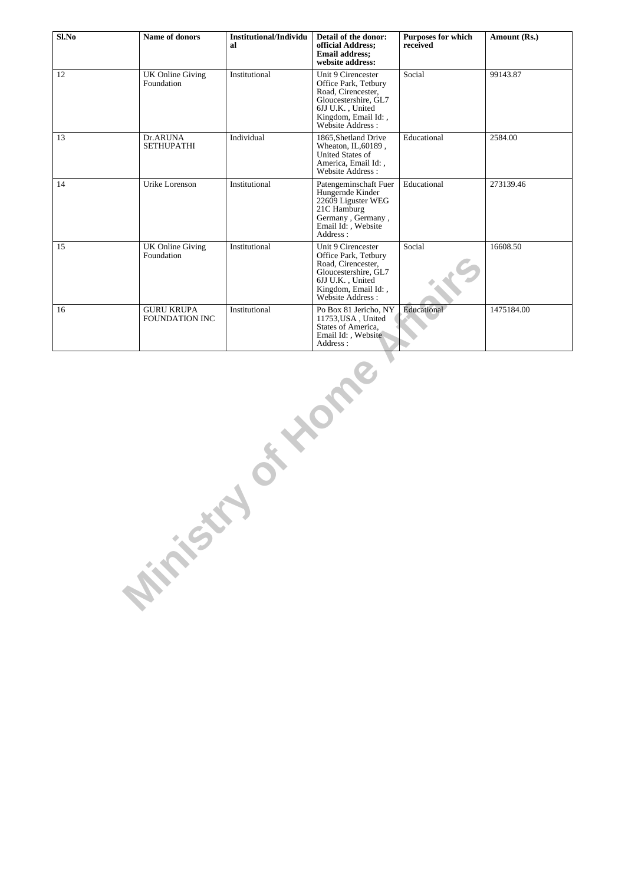| Sl.No | Name of donors | Institutional/Individual | Detail of the donor: official Address; Email address; website address: | Purposes for which received | Amount (Rs.) |
|---|---|---|---|---|---|
| 12 | UK Online Giving Foundation | Institutional | Unit 9 Cirencester Office Park, Tetbury Road, Cirencester, Gloucestershire, GL7 6JJ U.K. , United Kingdom, Email Id: , Website Address : | Social | 99143.87 |
| 13 | Dr.ARUNA SETHUPATHI | Individual | 1865,Shetland Drive Wheaton, IL,60189 , United States of America, Email Id: , Website Address : | Educational | 2584.00 |
| 14 | Urike Lorenson | Institutional | Patengeminschaft Fuer Hungernde Kinder 22609 Liguster WEG 21C Hamburg Germany , Germany , Email Id: , Website Address : | Educational | 273139.46 |
| 15 | UK Online Giving Foundation | Institutional | Unit 9 Cirencester Office Park, Tetbury Road, Cirencester, Gloucestershire, GL7 6JJ U.K. , United Kingdom, Email Id: , Website Address : | Social | 16608.50 |
| 16 | GURU KRUPA FOUNDATION INC | Institutional | Po Box 81 Jericho, NY 11753,USA , United States of America, Email Id: , Website Address : | Educational | 1475184.00 |